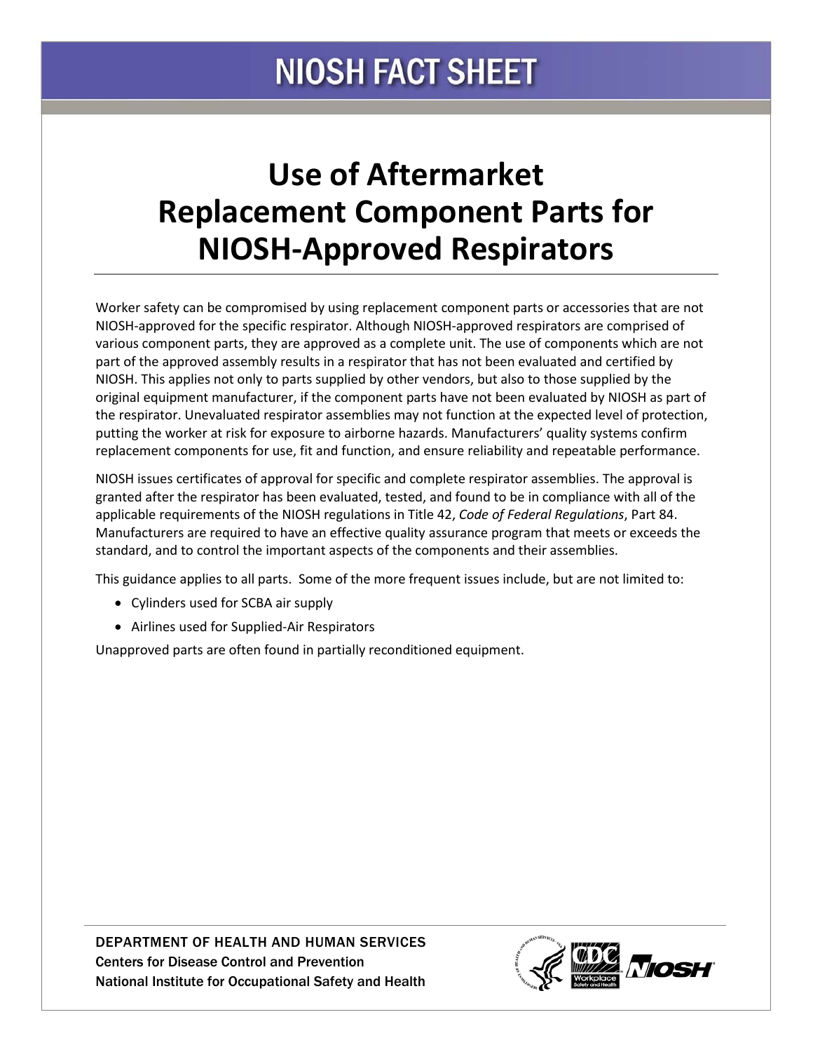# NIOSH FACT SHEET

# Use of Aftermarket Replacement Component Parts for NIOSH-Approved Respirators

Worker safety can be compromised by using replacement component parts or accessories that are not NIOSH-approved for the specific respirator. Although NIOSH-approved respirators are comprised of various component parts, they are approved as a complete unit. The use of components which are not part of the approved assembly results in a respirator that has not been evaluated and certified by NIOSH. This applies not only to parts supplied by other vendors, but also to those supplied by the original equipment manufacturer, if the component parts have not been evaluated by NIOSH as part of the respirator. Unevaluated respirator assemblies may not function at the expected level of protection, putting the worker at risk for exposure to airborne hazards. Manufacturers' quality systems confirm replacement components for use, fit and function, and ensure reliability and repeatable performance.

NIOSH issues certificates of approval for specific and complete respirator assemblies. The approval is granted after the respirator has been evaluated, tested, and found to be in compliance with all of the applicable requirements of the NIOSH regulations in Title 42, *Code of Federal Regulations*, Part 84. Manufacturers are required to have an effective quality assurance program that meets or exceeds the standard, and to control the important aspects of the components and their assemblies.

This guidance applies to all parts. Some of the more frequent issues include, but are not limited to:

- Cylinders used for SCBA air supply
- Airlines used for Supplied-Air Respirators

Unapproved parts are often found in partially reconditioned equipment.

DEPARTMENT OF HEALTH AND HUMAN SERVICES
Centers for Disease Control and Prevention
National Institute for Occupational Safety and Health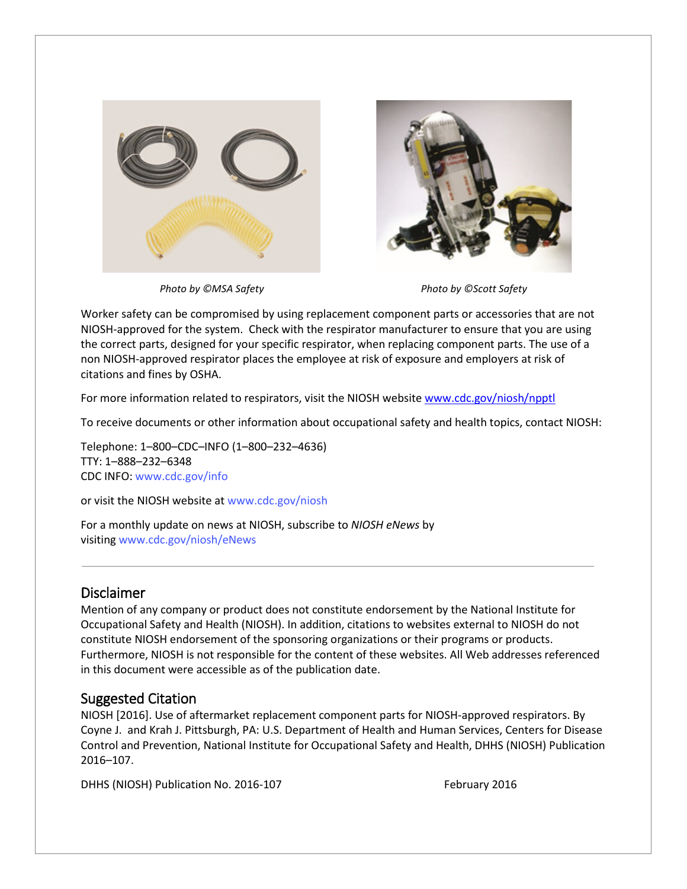Photo by ©MSA Safety

Photo by ©Scott Safety

Worker safety can be compromised by using replacement component parts or accessories that are not NIOSH-approved for the system. Check with the respirator manufacturer to ensure that you are using the correct parts, designed for your specific respirator, when replacing component parts. The use of a non NIOSH-approved respirator places the employee at risk of exposure and employers at risk of citations and fines by OSHA.

For more information related to respirators, visit the NIOSH website [www.cdc.gov/niosh/npptl](www.cdc.gov/niosh/npptl)

To receive documents or other information about occupational safety and health topics, contact NIOSH:

Telephone: 1–800–CDC–INFO (1–800–232–4636)
TTY: 1–888–232–6348
CDC INFO: www.cdc.gov/info

or visit the NIOSH website at www.cdc.gov/niosh

For a monthly update on news at NIOSH, subscribe to *NIOSH eNews* by visiting www.cdc.gov/niosh/eNews

---

## Disclaimer

Mention of any company or product does not constitute endorsement by the National Institute for Occupational Safety and Health (NIOSH). In addition, citations to websites external to NIOSH do not constitute NIOSH endorsement of the sponsoring organizations or their programs or products. Furthermore, NIOSH is not responsible for the content of these websites. All Web addresses referenced in this document were accessible as of the publication date.

## Suggested Citation

NIOSH [2016]. Use of aftermarket replacement component parts for NIOSH-approved respirators. By Coyne J. and Krah J. Pittsburgh, PA: U.S. Department of Health and Human Services, Centers for Disease Control and Prevention, National Institute for Occupational Safety and Health, DHHS (NIOSH) Publication 2016–107.

DHHS (NIOSH) Publication No. 2016-107 February 2016